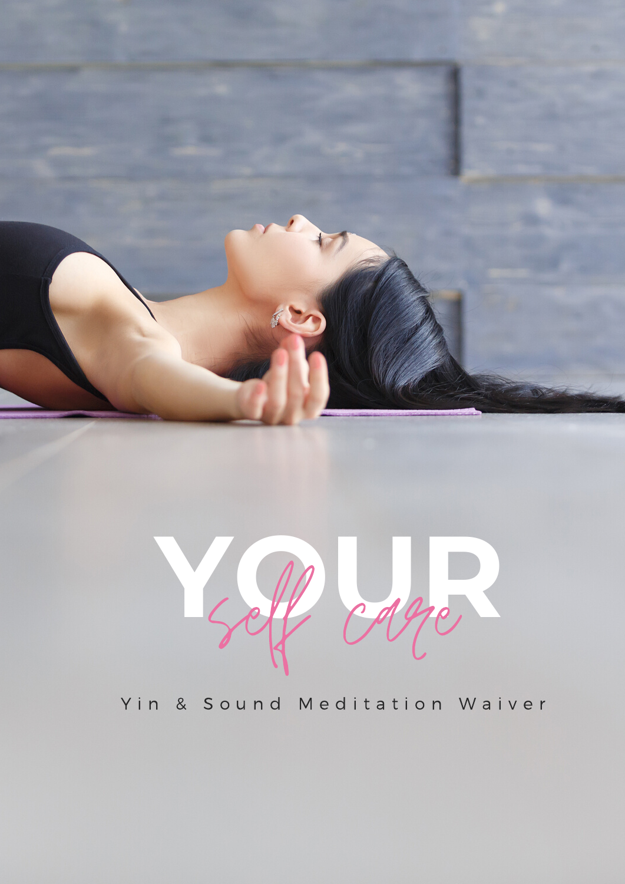# YOUR

*self care*

Yin & Sound Meditation Waiver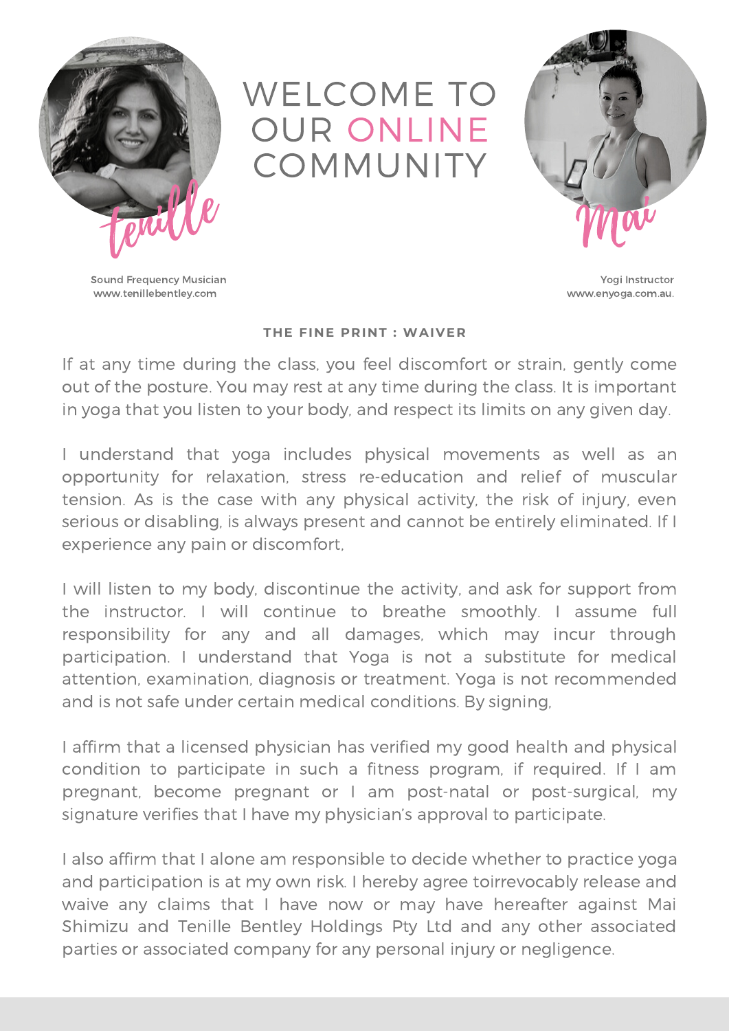# WELCOME TO OUR ONLINE COMMUNITY

tenille

Sound Frequency Musician
www.tenillebentley.com

Mai

Yogi Instructor
www.enyoga.com.au.

**THE FINE PRINT : WAIVER**

If at any time during the class, you feel discomfort or strain, gently come out of the posture. You may rest at any time during the class. It is important in yoga that you listen to your body, and respect its limits on any given day.

I understand that yoga includes physical movements as well as an opportunity for relaxation, stress re-education and relief of muscular tension. As is the case with any physical activity, the risk of injury, even serious or disabling, is always present and cannot be entirely eliminated. If I experience any pain or discomfort,

I will listen to my body, discontinue the activity, and ask for support from the instructor. I will continue to breathe smoothly. I assume full responsibility for any and all damages, which may incur through participation. I understand that Yoga is not a substitute for medical attention, examination, diagnosis or treatment. Yoga is not recommended and is not safe under certain medical conditions. By signing,

I affirm that a licensed physician has verified my good health and physical condition to participate in such a fitness program, if required. If I am pregnant, become pregnant or I am post-natal or post-surgical, my signature verifies that I have my physician's approval to participate.

I also affirm that I alone am responsible to decide whether to practice yoga and participation is at my own risk. I hereby agree toirrevocably release and waive any claims that I have now or may have hereafter against Mai Shimizu and Tenille Bentley Holdings Pty Ltd and any other associated parties or associated company for any personal injury or negligence.